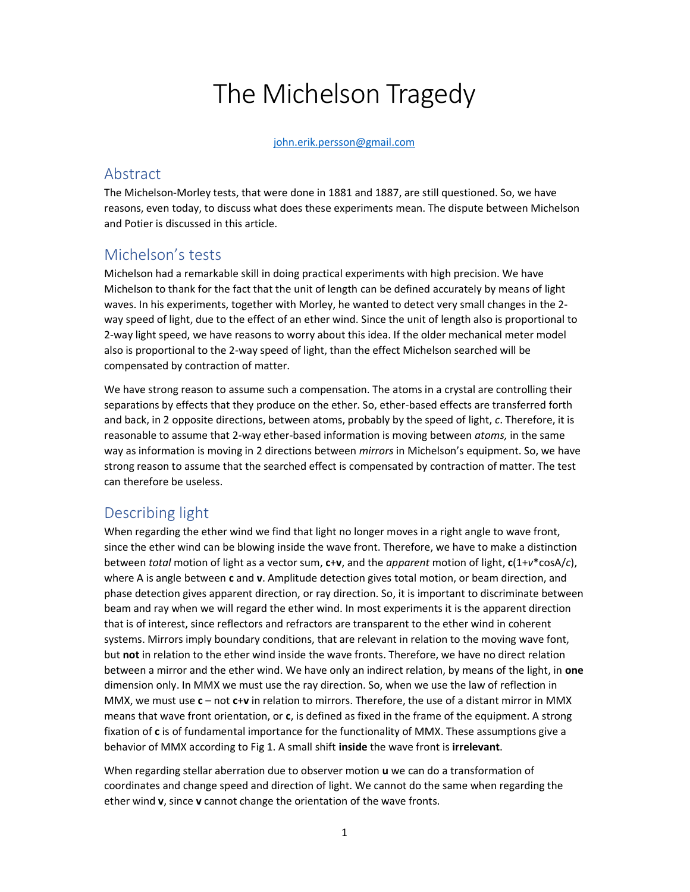# The Michelson Tragedy

john.erik.persson@gmail.com

## Abstract

The Michelson-Morley tests, that were done in 1881 and 1887, are still questioned. So, we have reasons, even today, to discuss what does these experiments mean. The dispute between Michelson and Potier is discussed in this article.

## Michelson's tests

Michelson had a remarkable skill in doing practical experiments with high precision. We have Michelson to thank for the fact that the unit of length can be defined accurately by means of light waves. In his experiments, together with Morley, he wanted to detect very small changes in the 2-way speed of light, due to the effect of an ether wind. Since the unit of length also is proportional to 2-way light speed, we have reasons to worry about this idea. If the older mechanical meter model also is proportional to the 2-way speed of light, than the effect Michelson searched will be compensated by contraction of matter.

We have strong reason to assume such a compensation. The atoms in a crystal are controlling their separations by effects that they produce on the ether. So, ether-based effects are transferred forth and back, in 2 opposite directions, between atoms, probably by the speed of light, $c$. Therefore, it is reasonable to assume that 2-way ether-based information is moving between *atoms,* in the same way as information is moving in 2 directions between *mirrors* in Michelson's equipment. So, we have strong reason to assume that the searched effect is compensated by contraction of matter. The test can therefore be useless.

## Describing light

When regarding the ether wind we find that light no longer moves in a right angle to wave front, since the ether wind can be blowing inside the wave front. Therefore, we have to make a distinction between *total* motion of light as a vector sum, $\mathbf{c}+\mathbf{v}$, and the *apparent* motion of light, $\mathbf{c}(1+v*\cos A/c)$, where A is angle between $\mathbf{c}$ and $\mathbf{v}$. Amplitude detection gives total motion, or beam direction, and phase detection gives apparent direction, or ray direction. So, it is important to discriminate between beam and ray when we will regard the ether wind. In most experiments it is the apparent direction that is of interest, since reflectors and refractors are transparent to the ether wind in coherent systems. Mirrors imply boundary conditions, that are relevant in relation to the moving wave font, but **not** in relation to the ether wind inside the wave fronts. Therefore, we have no direct relation between a mirror and the ether wind. We have only an indirect relation, by means of the light, in **one** dimension only. In MMX we must use the ray direction. So, when we use the law of reflection in MMX, we must use $\mathbf{c}$ – not $\mathbf{c}+\mathbf{v}$ in relation to mirrors. Therefore, the use of a distant mirror in MMX means that wave front orientation, or $\mathbf{c}$, is defined as fixed in the frame of the equipment. A strong fixation of $\mathbf{c}$ is of fundamental importance for the functionality of MMX. These assumptions give a behavior of MMX according to Fig 1. A small shift **inside** the wave front is **irrelevant**.

When regarding stellar aberration due to observer motion $\mathbf{u}$ we can do a transformation of coordinates and change speed and direction of light. We cannot do the same when regarding the ether wind $\mathbf{v}$, since $\mathbf{v}$ cannot change the orientation of the wave fronts.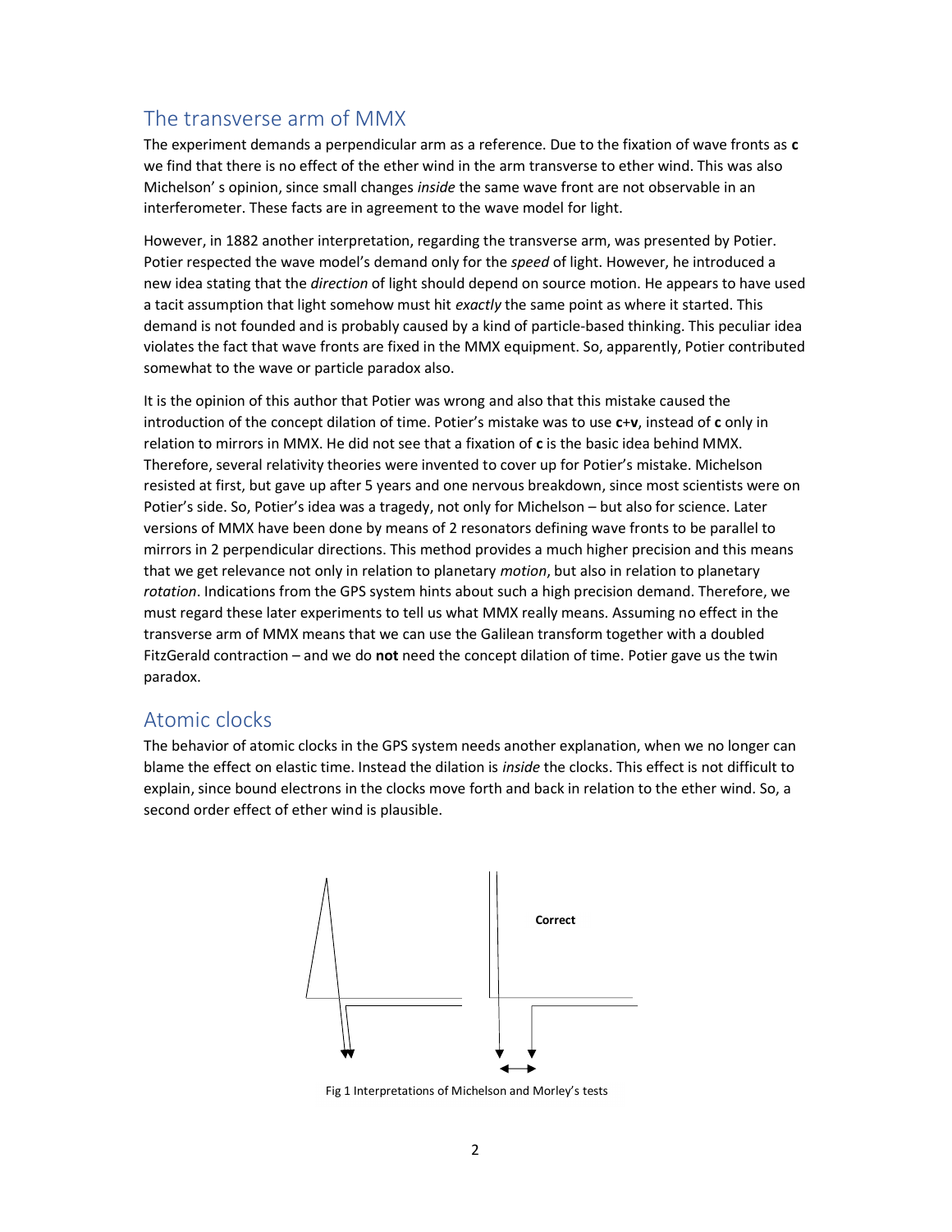## The transverse arm of MMX

The experiment demands a perpendicular arm as a reference. Due to the fixation of wave fronts as **c** we find that there is no effect of the ether wind in the arm transverse to ether wind. This was also Michelson' s opinion, since small changes *inside* the same wave front are not observable in an interferometer. These facts are in agreement to the wave model for light.

However, in 1882 another interpretation, regarding the transverse arm, was presented by Potier. Potier respected the wave model's demand only for the *speed* of light. However, he introduced a new idea stating that the *direction* of light should depend on source motion. He appears to have used a tacit assumption that light somehow must hit *exactly* the same point as where it started. This demand is not founded and is probably caused by a kind of particle-based thinking. This peculiar idea violates the fact that wave fronts are fixed in the MMX equipment. So, apparently, Potier contributed somewhat to the wave or particle paradox also.

It is the opinion of this author that Potier was wrong and also that this mistake caused the introduction of the concept dilation of time. Potier's mistake was to use **c**+**v**, instead of **c** only in relation to mirrors in MMX. He did not see that a fixation of **c** is the basic idea behind MMX. Therefore, several relativity theories were invented to cover up for Potier's mistake. Michelson resisted at first, but gave up after 5 years and one nervous breakdown, since most scientists were on Potier's side. So, Potier's idea was a tragedy, not only for Michelson – but also for science. Later versions of MMX have been done by means of 2 resonators defining wave fronts to be parallel to mirrors in 2 perpendicular directions. This method provides a much higher precision and this means that we get relevance not only in relation to planetary *motion*, but also in relation to planetary *rotation*. Indications from the GPS system hints about such a high precision demand. Therefore, we must regard these later experiments to tell us what MMX really means. Assuming no effect in the transverse arm of MMX means that we can use the Galilean transform together with a doubled FitzGerald contraction – and we do **not** need the concept dilation of time. Potier gave us the twin paradox.

## Atomic clocks

The behavior of atomic clocks in the GPS system needs another explanation, when we no longer can blame the effect on elastic time. Instead the dilation is *inside* the clocks. This effect is not difficult to explain, since bound electrons in the clocks move forth and back in relation to the ether wind. So, a second order effect of ether wind is plausible.

Correct

Fig 1 Interpretations of Michelson and Morley's tests